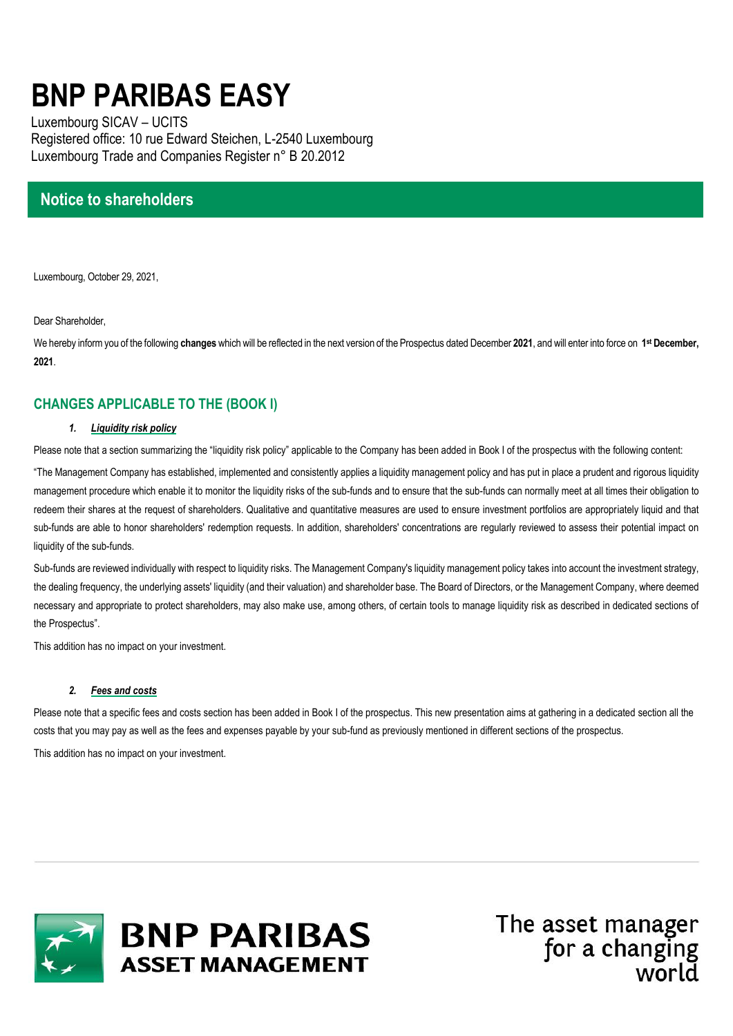# BNP PARIBAS EASY

Luxembourg SICAV – UCITS
Registered office: 10 rue Edward Steichen, L-2540 Luxembourg
Luxembourg Trade and Companies Register n° B 20.2012

## Notice to shareholders

Luxembourg, October 29, 2021,

Dear Shareholder,

We hereby inform you of the following **changes** which will be reflected in the next version of the Prospectus dated December **2021**, and will enter into force on **1st December, 2021**.

## CHANGES APPLICABLE TO THE (BOOK I)

### 1. *Liquidity risk policy*

Please note that a section summarizing the "liquidity risk policy" applicable to the Company has been added in Book I of the prospectus with the following content:

"The Management Company has established, implemented and consistently applies a liquidity management policy and has put in place a prudent and rigorous liquidity management procedure which enable it to monitor the liquidity risks of the sub-funds and to ensure that the sub-funds can normally meet at all times their obligation to redeem their shares at the request of shareholders. Qualitative and quantitative measures are used to ensure investment portfolios are appropriately liquid and that sub-funds are able to honor shareholders' redemption requests. In addition, shareholders' concentrations are regularly reviewed to assess their potential impact on liquidity of the sub-funds.

Sub-funds are reviewed individually with respect to liquidity risks. The Management Company's liquidity management policy takes into account the investment strategy, the dealing frequency, the underlying assets' liquidity (and their valuation) and shareholder base. The Board of Directors, or the Management Company, where deemed necessary and appropriate to protect shareholders, may also make use, among others, of certain tools to manage liquidity risk as described in dedicated sections of the Prospectus".

This addition has no impact on your investment.

### 2. *Fees and costs*

Please note that a specific fees and costs section has been added in Book I of the prospectus. This new presentation aims at gathering in a dedicated section all the costs that you may pay as well as the fees and expenses payable by your sub-fund as previously mentioned in different sections of the prospectus.

This addition has no impact on your investment.

BNP PARIBAS ASSET MANAGEMENT

The asset manager for a changing world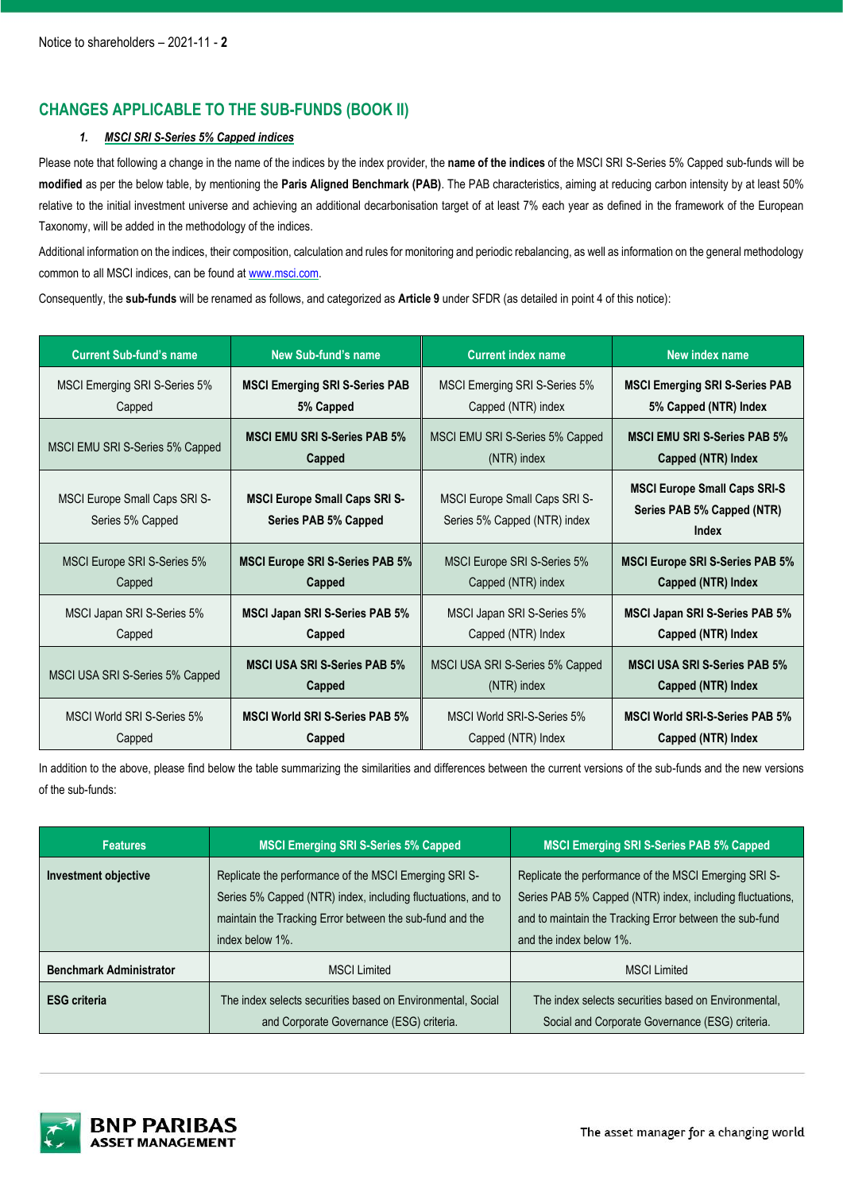## CHANGES APPLICABLE TO THE SUB-FUNDS (BOOK II)

### *1. MSCI SRI S-Series 5% Capped indices*

Please note that following a change in the name of the indices by the index provider, the **name of the indices** of the MSCI SRI S-Series 5% Capped sub-funds will be **modified** as per the below table, by mentioning the **Paris Aligned Benchmark (PAB)**. The PAB characteristics, aiming at reducing carbon intensity by at least 50% relative to the initial investment universe and achieving an additional decarbonisation target of at least 7% each year as defined in the framework of the European Taxonomy, will be added in the methodology of the indices.

Additional information on the indices, their composition, calculation and rules for monitoring and periodic rebalancing, as well as information on the general methodology common to all MSCI indices, can be found at www.msci.com.

Consequently, the **sub-funds** will be renamed as follows, and categorized as **Article 9** under SFDR (as detailed in point 4 of this notice):

| Current Sub-fund's name | New Sub-fund's name | Current index name | New index name |
|---|---|---|---|
| MSCI Emerging SRI S-Series 5% Capped | **MSCI Emerging SRI S-Series PAB 5% Capped** | MSCI Emerging SRI S-Series 5% Capped (NTR) index | **MSCI Emerging SRI S-Series PAB 5% Capped (NTR) Index** |
| MSCI EMU SRI S-Series 5% Capped | **MSCI EMU SRI S-Series PAB 5% Capped** | MSCI EMU SRI S-Series 5% Capped (NTR) index | **MSCI EMU SRI S-Series PAB 5% Capped (NTR) Index** |
| MSCI Europe Small Caps SRI S-Series 5% Capped | **MSCI Europe Small Caps SRI S-Series PAB 5% Capped** | MSCI Europe Small Caps SRI S-Series 5% Capped (NTR) index | **MSCI Europe Small Caps SRI-S Series PAB 5% Capped (NTR) Index** |
| MSCI Europe SRI S-Series 5% Capped | **MSCI Europe SRI S-Series PAB 5% Capped** | MSCI Europe SRI S-Series 5% Capped (NTR) index | **MSCI Europe SRI S-Series PAB 5% Capped (NTR) Index** |
| MSCI Japan SRI S-Series 5% Capped | **MSCI Japan SRI S-Series PAB 5% Capped** | MSCI Japan SRI S-Series 5% Capped (NTR) Index | **MSCI Japan SRI S-Series PAB 5% Capped (NTR) Index** |
| MSCI USA SRI S-Series 5% Capped | **MSCI USA SRI S-Series PAB 5% Capped** | MSCI USA SRI S-Series 5% Capped (NTR) index | **MSCI USA SRI S-Series PAB 5% Capped (NTR) Index** |
| MSCI World SRI S-Series 5% Capped | **MSCI World SRI S-Series PAB 5% Capped** | MSCI World SRI-S-Series 5% Capped (NTR) Index | **MSCI World SRI-S-Series PAB 5% Capped (NTR) Index** |

In addition to the above, please find below the table summarizing the similarities and differences between the current versions of the sub-funds and the new versions of the sub-funds:

| Features | MSCI Emerging SRI S-Series 5% Capped | MSCI Emerging SRI S-Series PAB 5% Capped |
|---|---|---|
| **Investment objective** | Replicate the performance of the MSCI Emerging SRI S-Series 5% Capped (NTR) index, including fluctuations, and to maintain the Tracking Error between the sub-fund and the index below 1%. | Replicate the performance of the MSCI Emerging SRI S-Series PAB 5% Capped (NTR) index, including fluctuations, and to maintain the Tracking Error between the sub-fund and the index below 1%. |
| **Benchmark Administrator** | MSCI Limited | MSCI Limited |
| **ESG criteria** | The index selects securities based on Environmental, Social and Corporate Governance (ESG) criteria. | The index selects securities based on Environmental, Social and Corporate Governance (ESG) criteria. |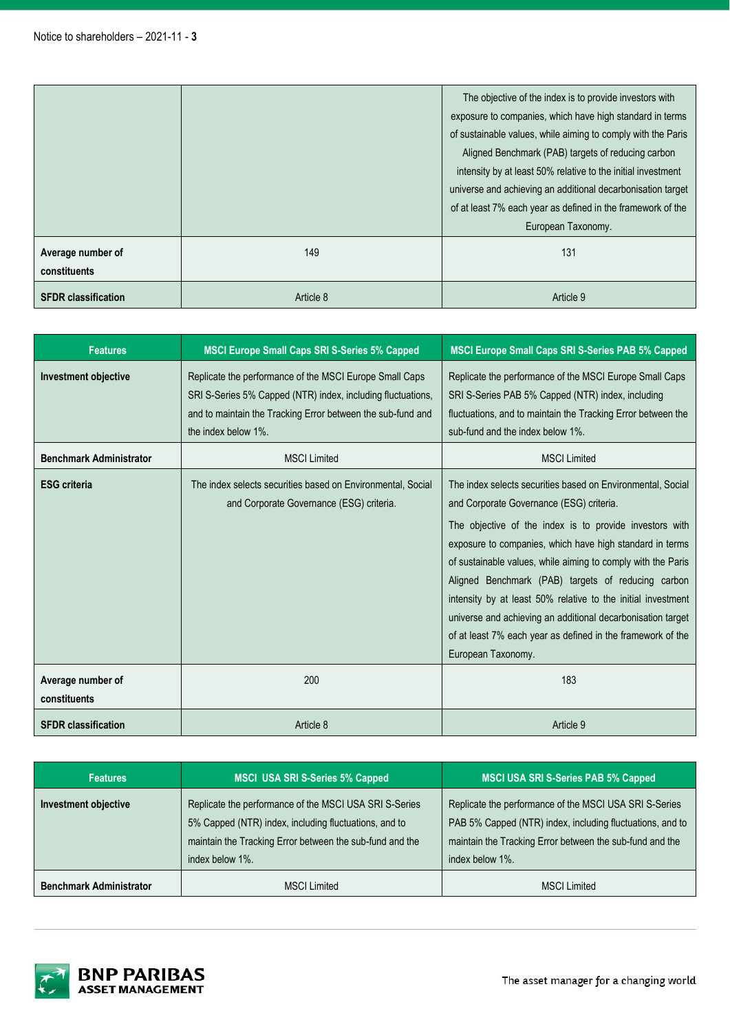| | | |
|---|---|---|
| | | The objective of the index is to provide investors with exposure to companies, which have high standard in terms of sustainable values, while aiming to comply with the Paris Aligned Benchmark (PAB) targets of reducing carbon intensity by at least 50% relative to the initial investment universe and achieving an additional decarbonisation target of at least 7% each year as defined in the framework of the European Taxonomy. |
| **Average number of constituents** | 149 | 131 |
| **SFDR classification** | Article 8 | Article 9 |

| Features | MSCI Europe Small Caps SRI S-Series 5% Capped | MSCI Europe Small Caps SRI S-Series PAB 5% Capped |
|---|---|---|
| **Investment objective** | Replicate the performance of the MSCI Europe Small Caps SRI S-Series 5% Capped (NTR) index, including fluctuations, and to maintain the Tracking Error between the sub-fund and the index below 1%. | Replicate the performance of the MSCI Europe Small Caps SRI S-Series PAB 5% Capped (NTR) index, including fluctuations, and to maintain the Tracking Error between the sub-fund and the index below 1%. |
| **Benchmark Administrator** | MSCI Limited | MSCI Limited |
| **ESG criteria** | The index selects securities based on Environmental, Social and Corporate Governance (ESG) criteria. | The index selects securities based on Environmental, Social and Corporate Governance (ESG) criteria. The objective of the index is to provide investors with exposure to companies, which have high standard in terms of sustainable values, while aiming to comply with the Paris Aligned Benchmark (PAB) targets of reducing carbon intensity by at least 50% relative to the initial investment universe and achieving an additional decarbonisation target of at least 7% each year as defined in the framework of the European Taxonomy. |
| **Average number of constituents** | 200 | 183 |
| **SFDR classification** | Article 8 | Article 9 |

| Features | MSCI USA SRI S-Series 5% Capped | MSCI USA SRI S-Series PAB 5% Capped |
|---|---|---|
| **Investment objective** | Replicate the performance of the MSCI USA SRI S-Series 5% Capped (NTR) index, including fluctuations, and to maintain the Tracking Error between the sub-fund and the index below 1%. | Replicate the performance of the MSCI USA SRI S-Series PAB 5% Capped (NTR) index, including fluctuations, and to maintain the Tracking Error between the sub-fund and the index below 1%. |
| **Benchmark Administrator** | MSCI Limited | MSCI Limited |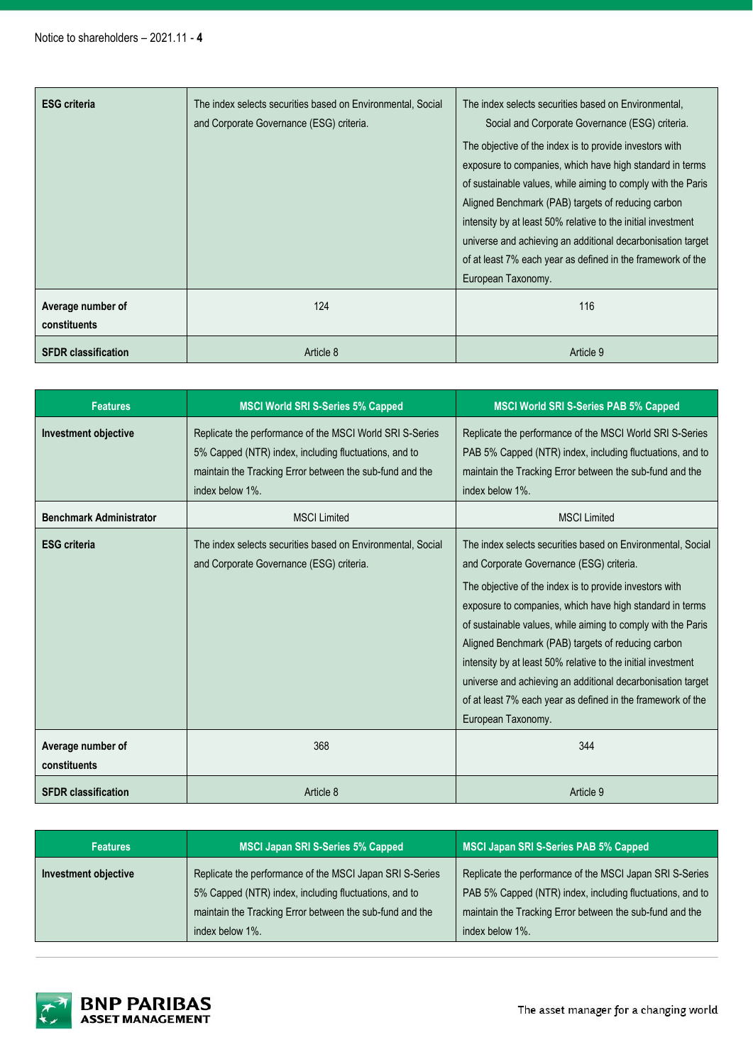| | | |
|---|---|---|
| **ESG criteria** | The index selects securities based on Environmental, Social and Corporate Governance (ESG) criteria. | The index selects securities based on Environmental, Social and Corporate Governance (ESG) criteria. The objective of the index is to provide investors with exposure to companies, which have high standard in terms of sustainable values, while aiming to comply with the Paris Aligned Benchmark (PAB) targets of reducing carbon intensity by at least 50% relative to the initial investment universe and achieving an additional decarbonisation target of at least 7% each year as defined in the framework of the European Taxonomy. |
| **Average number of constituents** | 124 | 116 |
| **SFDR classification** | Article 8 | Article 9 |

| Features | MSCI World SRI S-Series 5% Capped | MSCI World SRI S-Series PAB 5% Capped |
|---|---|---|
| **Investment objective** | Replicate the performance of the MSCI World SRI S-Series 5% Capped (NTR) index, including fluctuations, and to maintain the Tracking Error between the sub-fund and the index below 1%. | Replicate the performance of the MSCI World SRI S-Series PAB 5% Capped (NTR) index, including fluctuations, and to maintain the Tracking Error between the sub-fund and the index below 1%. |
| **Benchmark Administrator** | MSCI Limited | MSCI Limited |
| **ESG criteria** | The index selects securities based on Environmental, Social and Corporate Governance (ESG) criteria. | The index selects securities based on Environmental, Social and Corporate Governance (ESG) criteria. The objective of the index is to provide investors with exposure to companies, which have high standard in terms of sustainable values, while aiming to comply with the Paris Aligned Benchmark (PAB) targets of reducing carbon intensity by at least 50% relative to the initial investment universe and achieving an additional decarbonisation target of at least 7% each year as defined in the framework of the European Taxonomy. |
| **Average number of constituents** | 368 | 344 |
| **SFDR classification** | Article 8 | Article 9 |

| Features | MSCI Japan SRI S-Series 5% Capped | MSCI Japan SRI S-Series PAB 5% Capped |
|---|---|---|
| **Investment objective** | Replicate the performance of the MSCI Japan SRI S-Series 5% Capped (NTR) index, including fluctuations, and to maintain the Tracking Error between the sub-fund and the index below 1%. | Replicate the performance of the MSCI Japan SRI S-Series PAB 5% Capped (NTR) index, including fluctuations, and to maintain the Tracking Error between the sub-fund and the index below 1%. |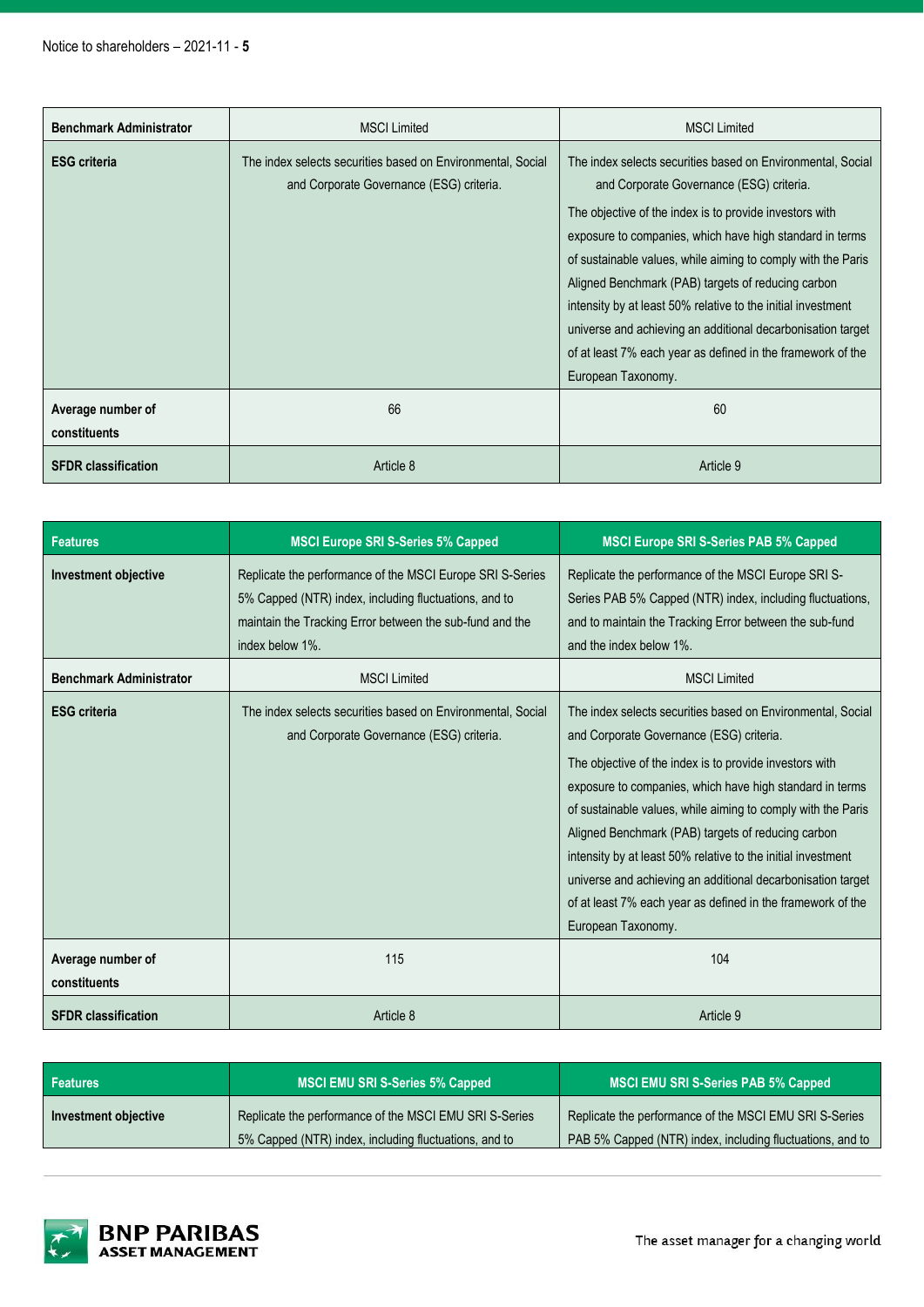| | | |
|---|---|---|
| **Benchmark Administrator** | MSCI Limited | MSCI Limited |
| **ESG criteria** | The index selects securities based on Environmental, Social and Corporate Governance (ESG) criteria. | The index selects securities based on Environmental, Social and Corporate Governance (ESG) criteria.<br>The objective of the index is to provide investors with exposure to companies, which have high standard in terms of sustainable values, while aiming to comply with the Paris Aligned Benchmark (PAB) targets of reducing carbon intensity by at least 50% relative to the initial investment universe and achieving an additional decarbonisation target of at least 7% each year as defined in the framework of the European Taxonomy. |
| **Average number of constituents** | 66 | 60 |
| **SFDR classification** | Article 8 | Article 9 |

| **Features** | **MSCI Europe SRI S-Series 5% Capped** | **MSCI Europe SRI S-Series PAB 5% Capped** |
|---|---|---|
| **Investment objective** | Replicate the performance of the MSCI Europe SRI S-Series 5% Capped (NTR) index, including fluctuations, and to maintain the Tracking Error between the sub-fund and the index below 1%. | Replicate the performance of the MSCI Europe SRI S-Series PAB 5% Capped (NTR) index, including fluctuations, and to maintain the Tracking Error between the sub-fund and the index below 1%. |
| **Benchmark Administrator** | MSCI Limited | MSCI Limited |
| **ESG criteria** | The index selects securities based on Environmental, Social and Corporate Governance (ESG) criteria. | The index selects securities based on Environmental, Social and Corporate Governance (ESG) criteria.<br>The objective of the index is to provide investors with exposure to companies, which have high standard in terms of sustainable values, while aiming to comply with the Paris Aligned Benchmark (PAB) targets of reducing carbon intensity by at least 50% relative to the initial investment universe and achieving an additional decarbonisation target of at least 7% each year as defined in the framework of the European Taxonomy. |
| **Average number of constituents** | 115 | 104 |
| **SFDR classification** | Article 8 | Article 9 |

| **Features** | **MSCI EMU SRI S-Series 5% Capped** | **MSCI EMU SRI S-Series PAB 5% Capped** |
|---|---|---|
| **Investment objective** | Replicate the performance of the MSCI EMU SRI S-Series 5% Capped (NTR) index, including fluctuations, and to | Replicate the performance of the MSCI EMU SRI S-Series PAB 5% Capped (NTR) index, including fluctuations, and to |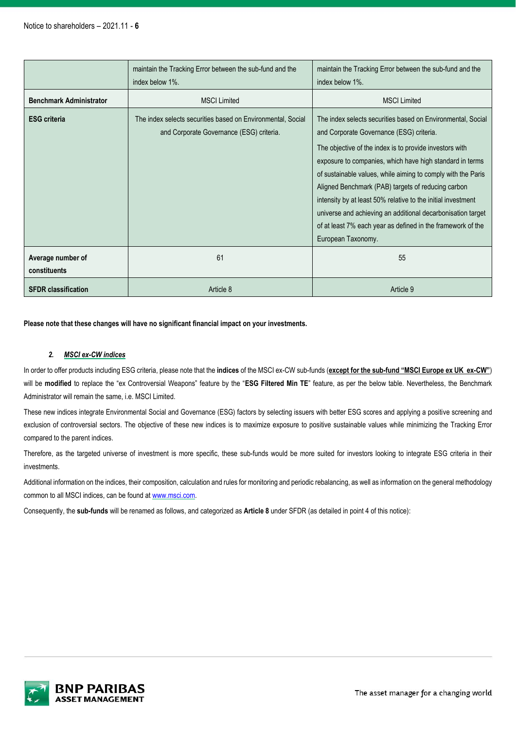| | maintain the Tracking Error between the sub-fund and the index below 1%. | maintain the Tracking Error between the sub-fund and the index below 1%. |
|---|---|---|
| **Benchmark Administrator** | MSCI Limited | MSCI Limited |
| **ESG criteria** | The index selects securities based on Environmental, Social and Corporate Governance (ESG) criteria. | The index selects securities based on Environmental, Social and Corporate Governance (ESG) criteria.<br>The objective of the index is to provide investors with exposure to companies, which have high standard in terms of sustainable values, while aiming to comply with the Paris Aligned Benchmark (PAB) targets of reducing carbon intensity by at least 50% relative to the initial investment universe and achieving an additional decarbonisation target of at least 7% each year as defined in the framework of the European Taxonomy. |
| **Average number of constituents** | 61 | 55 |
| **SFDR classification** | Article 8 | Article 9 |

**Please note that these changes will have no significant financial impact on your investments.**

### 2. *MSCI ex-CW indices*

In order to offer products including ESG criteria, please note that the **indices** of the MSCI ex-CW sub-funds (**except for the sub-fund "MSCI Europe ex UK ex-CW"**) will be **modified** to replace the "ex Controversial Weapons" feature by the "**ESG Filtered Min TE**" feature, as per the below table. Nevertheless, the Benchmark Administrator will remain the same, i.e. MSCI Limited.

These new indices integrate Environmental Social and Governance (ESG) factors by selecting issuers with better ESG scores and applying a positive screening and exclusion of controversial sectors. The objective of these new indices is to maximize exposure to positive sustainable values while minimizing the Tracking Error compared to the parent indices.

Therefore, as the targeted universe of investment is more specific, these sub-funds would be more suited for investors looking to integrate ESG criteria in their investments.

Additional information on the indices, their composition, calculation and rules for monitoring and periodic rebalancing, as well as information on the general methodology common to all MSCI indices, can be found at www.msci.com.

Consequently, the **sub-funds** will be renamed as follows, and categorized as **Article 8** under SFDR (as detailed in point 4 of this notice):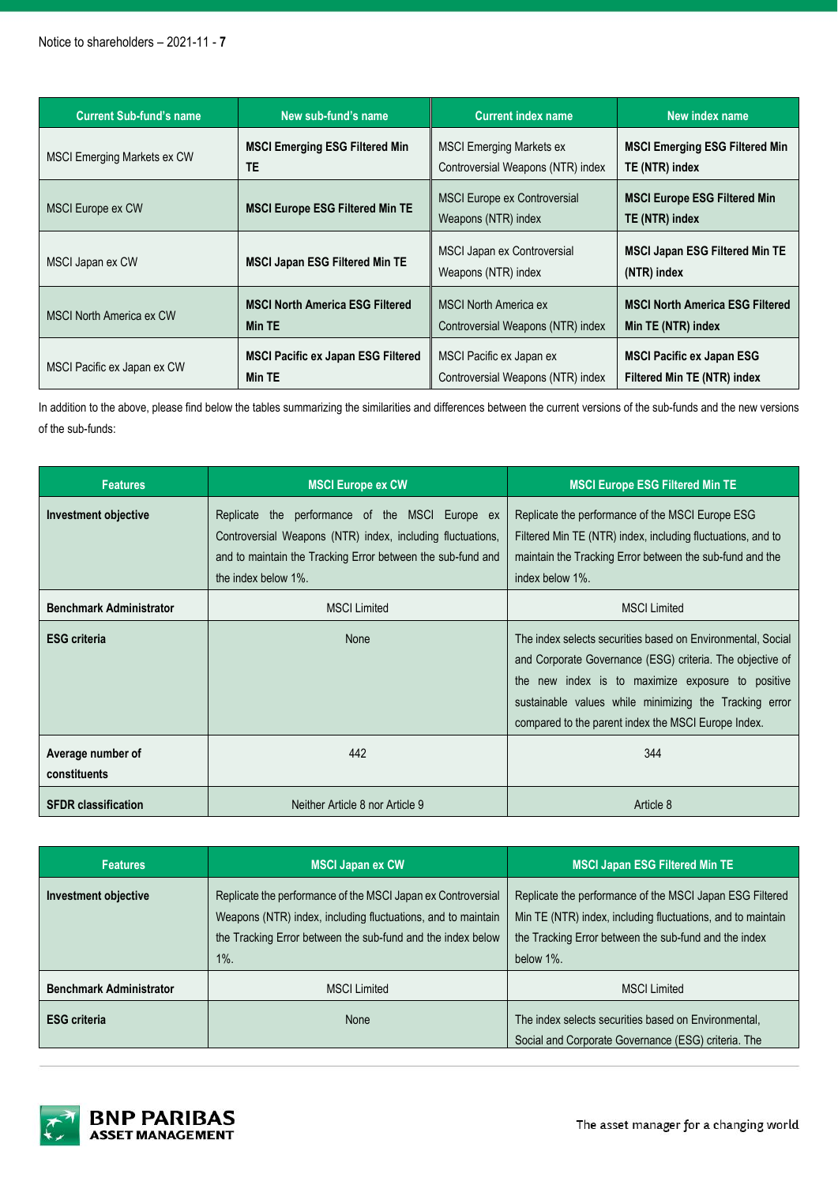| Current Sub-fund's name | New sub-fund's name | Current index name | New index name |
| --- | --- | --- | --- |
| MSCI Emerging Markets ex CW | **MSCI Emerging ESG Filtered Min TE** | MSCI Emerging Markets ex Controversial Weapons (NTR) index | **MSCI Emerging ESG Filtered Min TE (NTR) index** |
| MSCI Europe ex CW | **MSCI Europe ESG Filtered Min TE** | MSCI Europe ex Controversial Weapons (NTR) index | **MSCI Europe ESG Filtered Min TE (NTR) index** |
| MSCI Japan ex CW | **MSCI Japan ESG Filtered Min TE** | MSCI Japan ex Controversial Weapons (NTR) index | **MSCI Japan ESG Filtered Min TE (NTR) index** |
| MSCI North America ex CW | **MSCI North America ESG Filtered Min TE** | MSCI North America ex Controversial Weapons (NTR) index | **MSCI North America ESG Filtered Min TE (NTR) index** |
| MSCI Pacific ex Japan ex CW | **MSCI Pacific ex Japan ESG Filtered Min TE** | MSCI Pacific ex Japan ex Controversial Weapons (NTR) index | **MSCI Pacific ex Japan ESG Filtered Min TE (NTR) index** |

In addition to the above, please find below the tables summarizing the similarities and differences between the current versions of the sub-funds and the new versions of the sub-funds:

| Features | MSCI Europe ex CW | MSCI Europe ESG Filtered Min TE |
| --- | --- | --- |
| **Investment objective** | Replicate the performance of the MSCI Europe ex Controversial Weapons (NTR) index, including fluctuations, and to maintain the Tracking Error between the sub-fund and the index below 1%. | Replicate the performance of the MSCI Europe ESG Filtered Min TE (NTR) index, including fluctuations, and to maintain the Tracking Error between the sub-fund and the index below 1%. |
| **Benchmark Administrator** | MSCI Limited | MSCI Limited |
| **ESG criteria** | None | The index selects securities based on Environmental, Social and Corporate Governance (ESG) criteria. The objective of the new index is to maximize exposure to positive sustainable values while minimizing the Tracking error compared to the parent index the MSCI Europe Index. |
| **Average number of constituents** | 442 | 344 |
| **SFDR classification** | Neither Article 8 nor Article 9 | Article 8 |

| Features | MSCI Japan ex CW | MSCI Japan ESG Filtered Min TE |
| --- | --- | --- |
| **Investment objective** | Replicate the performance of the MSCI Japan ex Controversial Weapons (NTR) index, including fluctuations, and to maintain the Tracking Error between the sub-fund and the index below 1%. | Replicate the performance of the MSCI Japan ESG Filtered Min TE (NTR) index, including fluctuations, and to maintain the Tracking Error between the sub-fund and the index below 1%. |
| **Benchmark Administrator** | MSCI Limited | MSCI Limited |
| **ESG criteria** | None | The index selects securities based on Environmental, Social and Corporate Governance (ESG) criteria. The |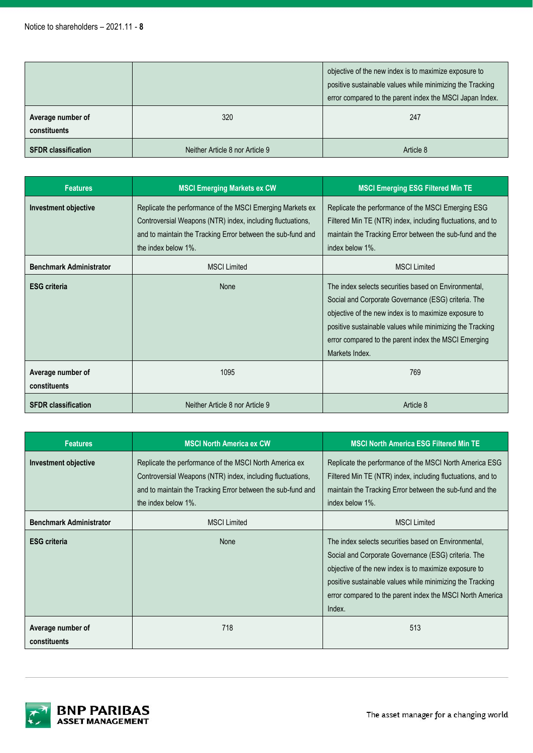| | | objective of the new index is to maximize exposure to positive sustainable values while minimizing the Tracking error compared to the parent index the MSCI Japan Index. |
|---|---|---|
| **Average number of constituents** | 320 | 247 |
| **SFDR classification** | Neither Article 8 nor Article 9 | Article 8 |

| Features | MSCI Emerging Markets ex CW | MSCI Emerging ESG Filtered Min TE |
|---|---|---|
| **Investment objective** | Replicate the performance of the MSCI Emerging Markets ex Controversial Weapons (NTR) index, including fluctuations, and to maintain the Tracking Error between the sub-fund and the index below 1%. | Replicate the performance of the MSCI Emerging ESG Filtered Min TE (NTR) index, including fluctuations, and to maintain the Tracking Error between the sub-fund and the index below 1%. |
| **Benchmark Administrator** | MSCI Limited | MSCI Limited |
| **ESG criteria** | None | The index selects securities based on Environmental, Social and Corporate Governance (ESG) criteria. The objective of the new index is to maximize exposure to positive sustainable values while minimizing the Tracking error compared to the parent index the MSCI Emerging Markets Index. |
| **Average number of constituents** | 1095 | 769 |
| **SFDR classification** | Neither Article 8 nor Article 9 | Article 8 |

| Features | MSCI North America ex CW | MSCI North America ESG Filtered Min TE |
|---|---|---|
| **Investment objective** | Replicate the performance of the MSCI North America ex Controversial Weapons (NTR) index, including fluctuations, and to maintain the Tracking Error between the sub-fund and the index below 1%. | Replicate the performance of the MSCI North America ESG Filtered Min TE (NTR) index, including fluctuations, and to maintain the Tracking Error between the sub-fund and the index below 1%. |
| **Benchmark Administrator** | MSCI Limited | MSCI Limited |
| **ESG criteria** | None | The index selects securities based on Environmental, Social and Corporate Governance (ESG) criteria. The objective of the new index is to maximize exposure to positive sustainable values while minimizing the Tracking error compared to the parent index the MSCI North America Index. |
| **Average number of constituents** | 718 | 513 |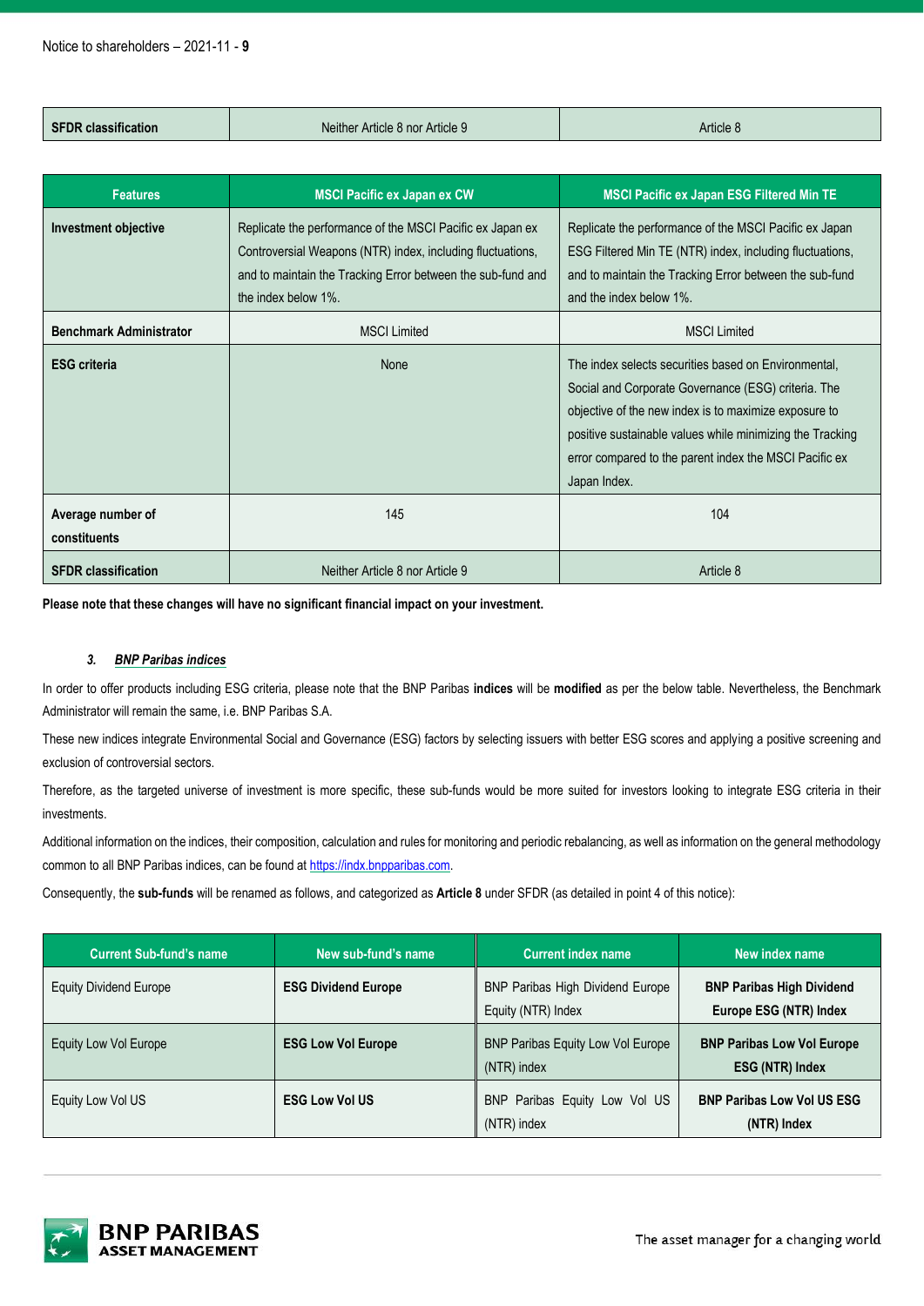| SFDR classification | Neither Article 8 nor Article 9 | Article 8 |
|---|---|---|

| Features | MSCI Pacific ex Japan ex CW | MSCI Pacific ex Japan ESG Filtered Min TE |
|---|---|---|
| **Investment objective** | Replicate the performance of the MSCI Pacific ex Japan ex Controversial Weapons (NTR) index, including fluctuations, and to maintain the Tracking Error between the sub-fund and the index below 1%. | Replicate the performance of the MSCI Pacific ex Japan ESG Filtered Min TE (NTR) index, including fluctuations, and to maintain the Tracking Error between the sub-fund and the index below 1%. |
| **Benchmark Administrator** | MSCI Limited | MSCI Limited |
| **ESG criteria** | None | The index selects securities based on Environmental, Social and Corporate Governance (ESG) criteria. The objective of the new index is to maximize exposure to positive sustainable values while minimizing the Tracking error compared to the parent index the MSCI Pacific ex Japan Index. |
| **Average number of constituents** | 145 | 104 |
| **SFDR classification** | Neither Article 8 nor Article 9 | Article 8 |

**Please note that these changes will have no significant financial impact on your investment.**

### *3. BNP Paribas indices*

In order to offer products including ESG criteria, please note that the BNP Paribas **indices** will be **modified** as per the below table. Nevertheless, the Benchmark Administrator will remain the same, i.e. BNP Paribas S.A.

These new indices integrate Environmental Social and Governance (ESG) factors by selecting issuers with better ESG scores and applying a positive screening and exclusion of controversial sectors.

Therefore, as the targeted universe of investment is more specific, these sub-funds would be more suited for investors looking to integrate ESG criteria in their investments.

Additional information on the indices, their composition, calculation and rules for monitoring and periodic rebalancing, as well as information on the general methodology common to all BNP Paribas indices, can be found at https://indx.bnpparibas.com.

Consequently, the **sub-funds** will be renamed as follows, and categorized as **Article 8** under SFDR (as detailed in point 4 of this notice):

| Current Sub-fund's name | New sub-fund's name | Current index name | New index name |
|---|---|---|---|
| Equity Dividend Europe | **ESG Dividend Europe** | BNP Paribas High Dividend Europe Equity (NTR) Index | **BNP Paribas High Dividend Europe ESG (NTR) Index** |
| Equity Low Vol Europe | **ESG Low Vol Europe** | BNP Paribas Equity Low Vol Europe (NTR) index | **BNP Paribas Low Vol Europe ESG (NTR) Index** |
| Equity Low Vol US | **ESG Low Vol US** | BNP Paribas Equity Low Vol US (NTR) index | **BNP Paribas Low Vol US ESG (NTR) Index** |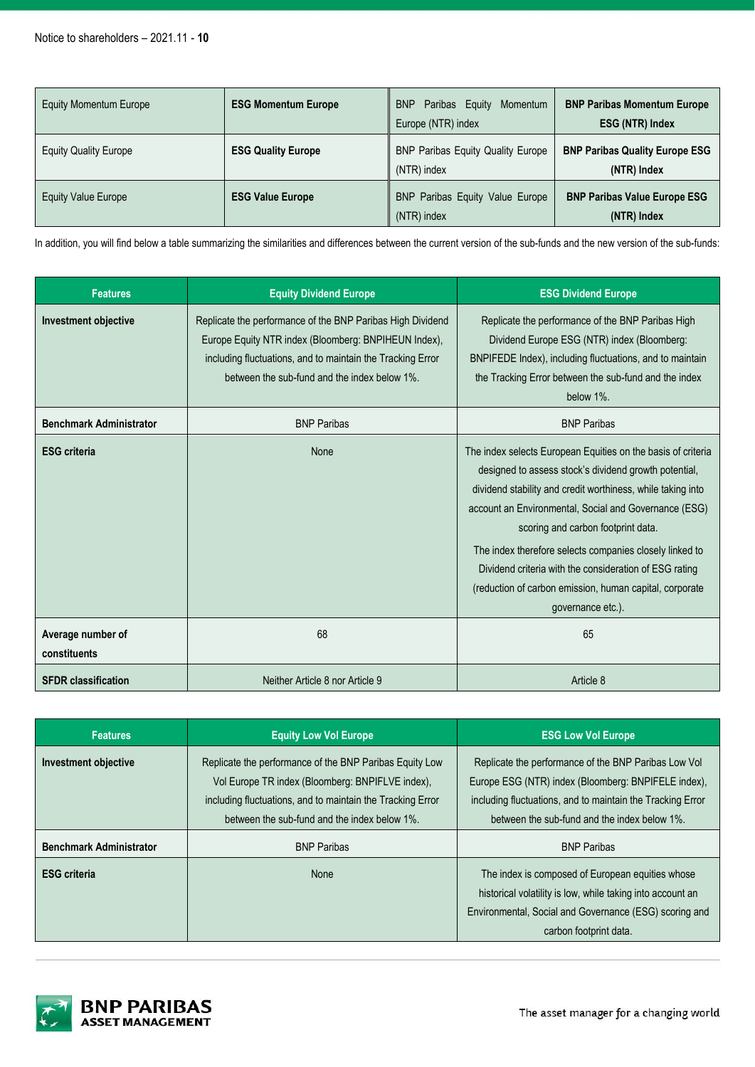| Equity Momentum Europe | **ESG Momentum Europe** | BNP Paribas Equity Momentum Europe (NTR) index | **BNP Paribas Momentum Europe ESG (NTR) Index** |
|---|---|---|---|
| Equity Quality Europe | **ESG Quality Europe** | BNP Paribas Equity Quality Europe (NTR) index | **BNP Paribas Quality Europe ESG (NTR) Index** |
| Equity Value Europe | **ESG Value Europe** | BNP Paribas Equity Value Europe (NTR) index | **BNP Paribas Value Europe ESG (NTR) Index** |

In addition, you will find below a table summarizing the similarities and differences between the current version of the sub-funds and the new version of the sub-funds:

| Features | Equity Dividend Europe | ESG Dividend Europe |
|---|---|---|
| **Investment objective** | Replicate the performance of the BNP Paribas High Dividend Europe Equity NTR index (Bloomberg: BNPIHEUN Index), including fluctuations, and to maintain the Tracking Error between the sub-fund and the index below 1%. | Replicate the performance of the BNP Paribas High Dividend Europe ESG (NTR) index (Bloomberg: BNPIFEDE Index), including fluctuations, and to maintain the Tracking Error between the sub-fund and the index below 1%. |
| **Benchmark Administrator** | BNP Paribas | BNP Paribas |
| **ESG criteria** | None | The index selects European Equities on the basis of criteria designed to assess stock's dividend growth potential, dividend stability and credit worthiness, while taking into account an Environmental, Social and Governance (ESG) scoring and carbon footprint data.<br>The index therefore selects companies closely linked to Dividend criteria with the consideration of ESG rating (reduction of carbon emission, human capital, corporate governance etc.). |
| **Average number of constituents** | 68 | 65 |
| **SFDR classification** | Neither Article 8 nor Article 9 | Article 8 |

| Features | Equity Low Vol Europe | ESG Low Vol Europe |
|---|---|---|
| **Investment objective** | Replicate the performance of the BNP Paribas Equity Low Vol Europe TR index (Bloomberg: BNPIFLVE index), including fluctuations, and to maintain the Tracking Error between the sub-fund and the index below 1%. | Replicate the performance of the BNP Paribas Low Vol Europe ESG (NTR) index (Bloomberg: BNPIFELE index), including fluctuations, and to maintain the Tracking Error between the sub-fund and the index below 1%. |
| **Benchmark Administrator** | BNP Paribas | BNP Paribas |
| **ESG criteria** | None | The index is composed of European equities whose historical volatility is low, while taking into account an Environmental, Social and Governance (ESG) scoring and carbon footprint data. |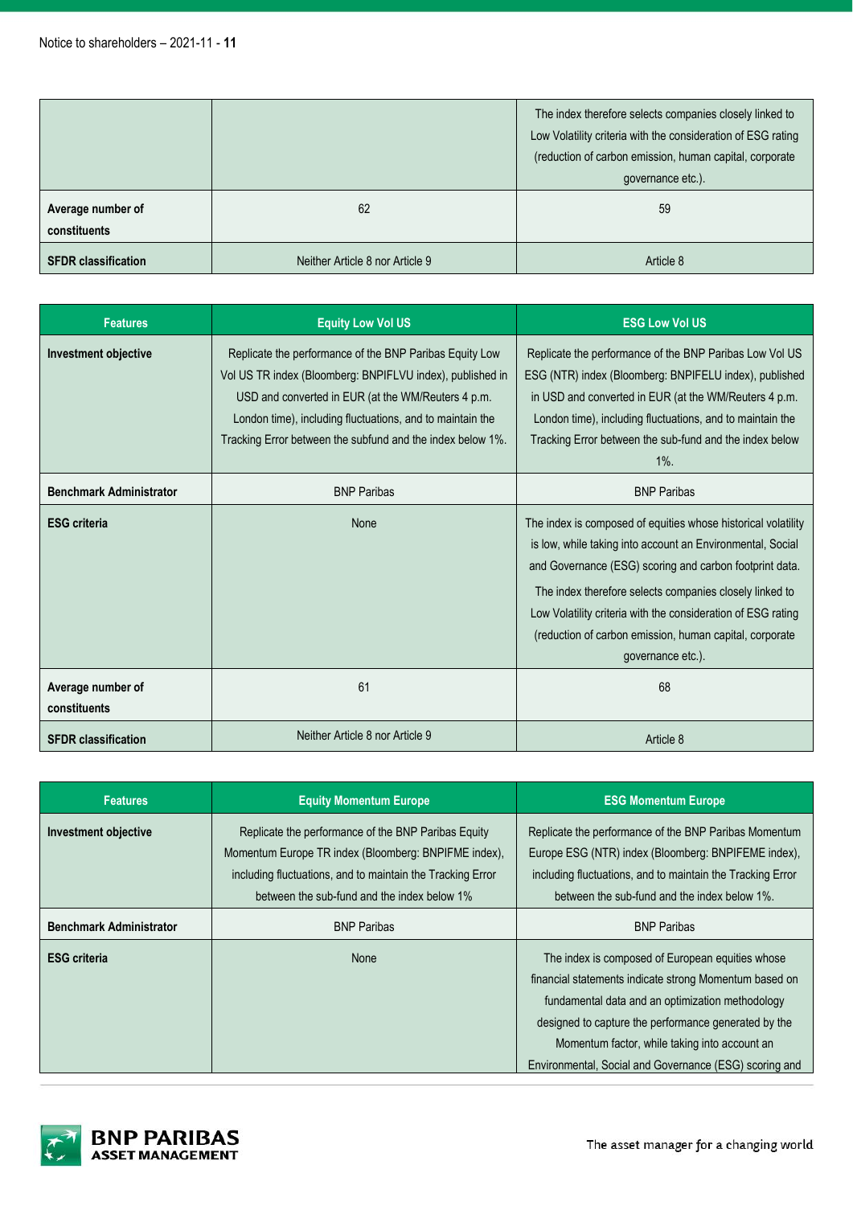| | | |
|---|---|---|
| | | The index therefore selects companies closely linked to Low Volatility criteria with the consideration of ESG rating (reduction of carbon emission, human capital, corporate governance etc.). |
| **Average number of constituents** | 62 | 59 |
| **SFDR classification** | Neither Article 8 nor Article 9 | Article 8 |

| Features | Equity Low Vol US | ESG Low Vol US |
|---|---|---|
| **Investment objective** | Replicate the performance of the BNP Paribas Equity Low Vol US TR index (Bloomberg: BNPIFLVU index), published in USD and converted in EUR (at the WM/Reuters 4 p.m. London time), including fluctuations, and to maintain the Tracking Error between the subfund and the index below 1%. | Replicate the performance of the BNP Paribas Low Vol US ESG (NTR) index (Bloomberg: BNPIFELU index), published in USD and converted in EUR (at the WM/Reuters 4 p.m. London time), including fluctuations, and to maintain the Tracking Error between the sub-fund and the index below 1%. |
| **Benchmark Administrator** | BNP Paribas | BNP Paribas |
| **ESG criteria** | None | The index is composed of equities whose historical volatility is low, while taking into account an Environmental, Social and Governance (ESG) scoring and carbon footprint data.<br>The index therefore selects companies closely linked to Low Volatility criteria with the consideration of ESG rating (reduction of carbon emission, human capital, corporate governance etc.). |
| **Average number of constituents** | 61 | 68 |
| **SFDR classification** | Neither Article 8 nor Article 9 | Article 8 |

| Features | Equity Momentum Europe | ESG Momentum Europe |
|---|---|---|
| **Investment objective** | Replicate the performance of the BNP Paribas Equity Momentum Europe TR index (Bloomberg: BNPIFME index), including fluctuations, and to maintain the Tracking Error between the sub-fund and the index below 1% | Replicate the performance of the BNP Paribas Momentum Europe ESG (NTR) index (Bloomberg: BNPIFEME index), including fluctuations, and to maintain the Tracking Error between the sub-fund and the index below 1%. |
| **Benchmark Administrator** | BNP Paribas | BNP Paribas |
| **ESG criteria** | None | The index is composed of European equities whose financial statements indicate strong Momentum based on fundamental data and an optimization methodology designed to capture the performance generated by the Momentum factor, while taking into account an Environmental, Social and Governance (ESG) scoring and |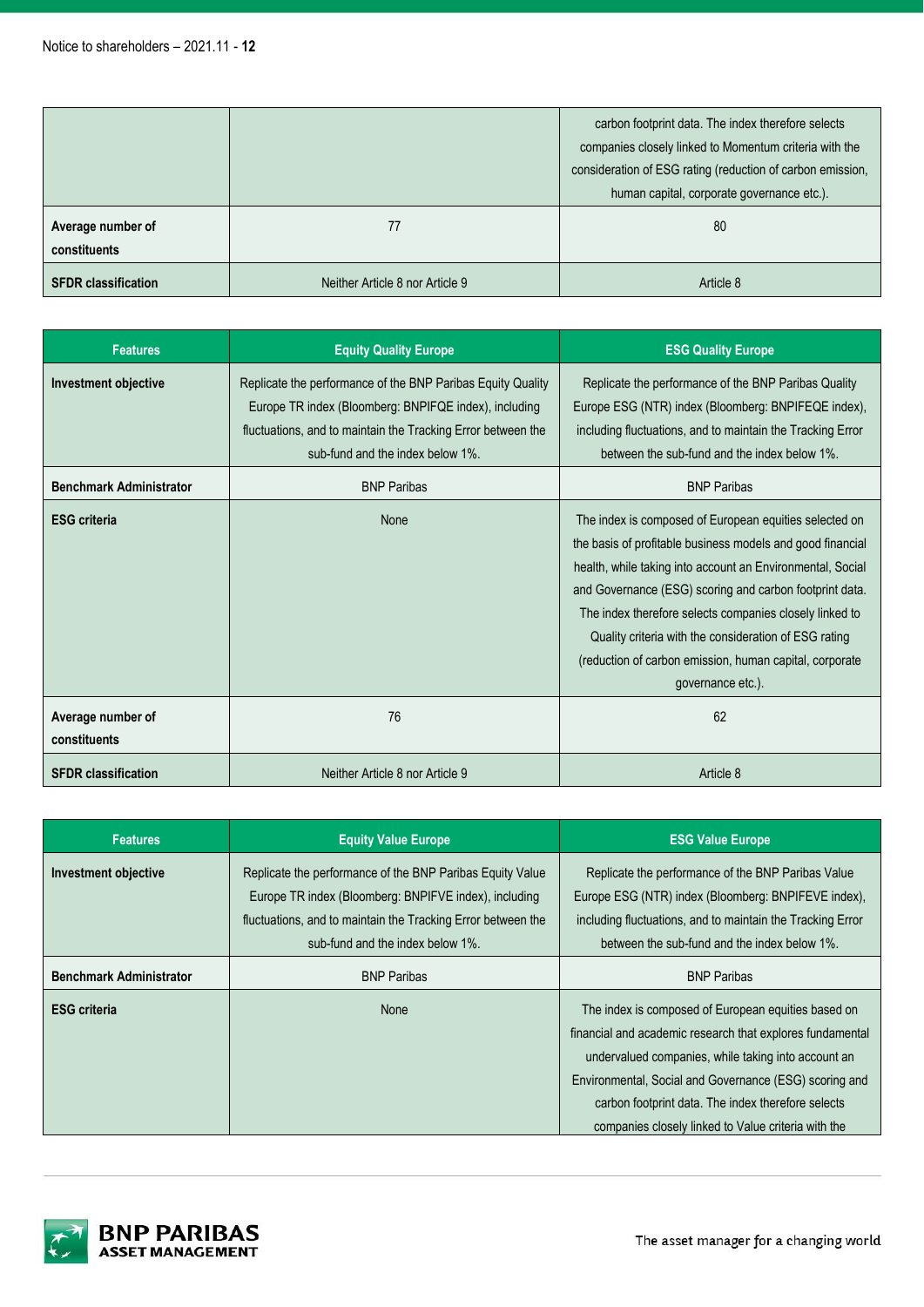| | | |
|---|---|---|
| | | carbon footprint data. The index therefore selects companies closely linked to Momentum criteria with the consideration of ESG rating (reduction of carbon emission, human capital, corporate governance etc.). |
| **Average number of constituents** | 77 | 80 |
| **SFDR classification** | Neither Article 8 nor Article 9 | Article 8 |

| Features | Equity Quality Europe | ESG Quality Europe |
|---|---|---|
| **Investment objective** | Replicate the performance of the BNP Paribas Equity Quality Europe TR index (Bloomberg: BNPIFQE index), including fluctuations, and to maintain the Tracking Error between the sub-fund and the index below 1%. | Replicate the performance of the BNP Paribas Quality Europe ESG (NTR) index (Bloomberg: BNPIFEQE index), including fluctuations, and to maintain the Tracking Error between the sub-fund and the index below 1%. |
| **Benchmark Administrator** | BNP Paribas | BNP Paribas |
| **ESG criteria** | None | The index is composed of European equities selected on the basis of profitable business models and good financial health, while taking into account an Environmental, Social and Governance (ESG) scoring and carbon footprint data. The index therefore selects companies closely linked to Quality criteria with the consideration of ESG rating (reduction of carbon emission, human capital, corporate governance etc.). |
| **Average number of constituents** | 76 | 62 |
| **SFDR classification** | Neither Article 8 nor Article 9 | Article 8 |

| Features | Equity Value Europe | ESG Value Europe |
|---|---|---|
| **Investment objective** | Replicate the performance of the BNP Paribas Equity Value Europe TR index (Bloomberg: BNPIFVE index), including fluctuations, and to maintain the Tracking Error between the sub-fund and the index below 1%. | Replicate the performance of the BNP Paribas Value Europe ESG (NTR) index (Bloomberg: BNPIFEVE index), including fluctuations, and to maintain the Tracking Error between the sub-fund and the index below 1%. |
| **Benchmark Administrator** | BNP Paribas | BNP Paribas |
| **ESG criteria** | None | The index is composed of European equities based on financial and academic research that explores fundamental undervalued companies, while taking into account an Environmental, Social and Governance (ESG) scoring and carbon footprint data. The index therefore selects companies closely linked to Value criteria with the |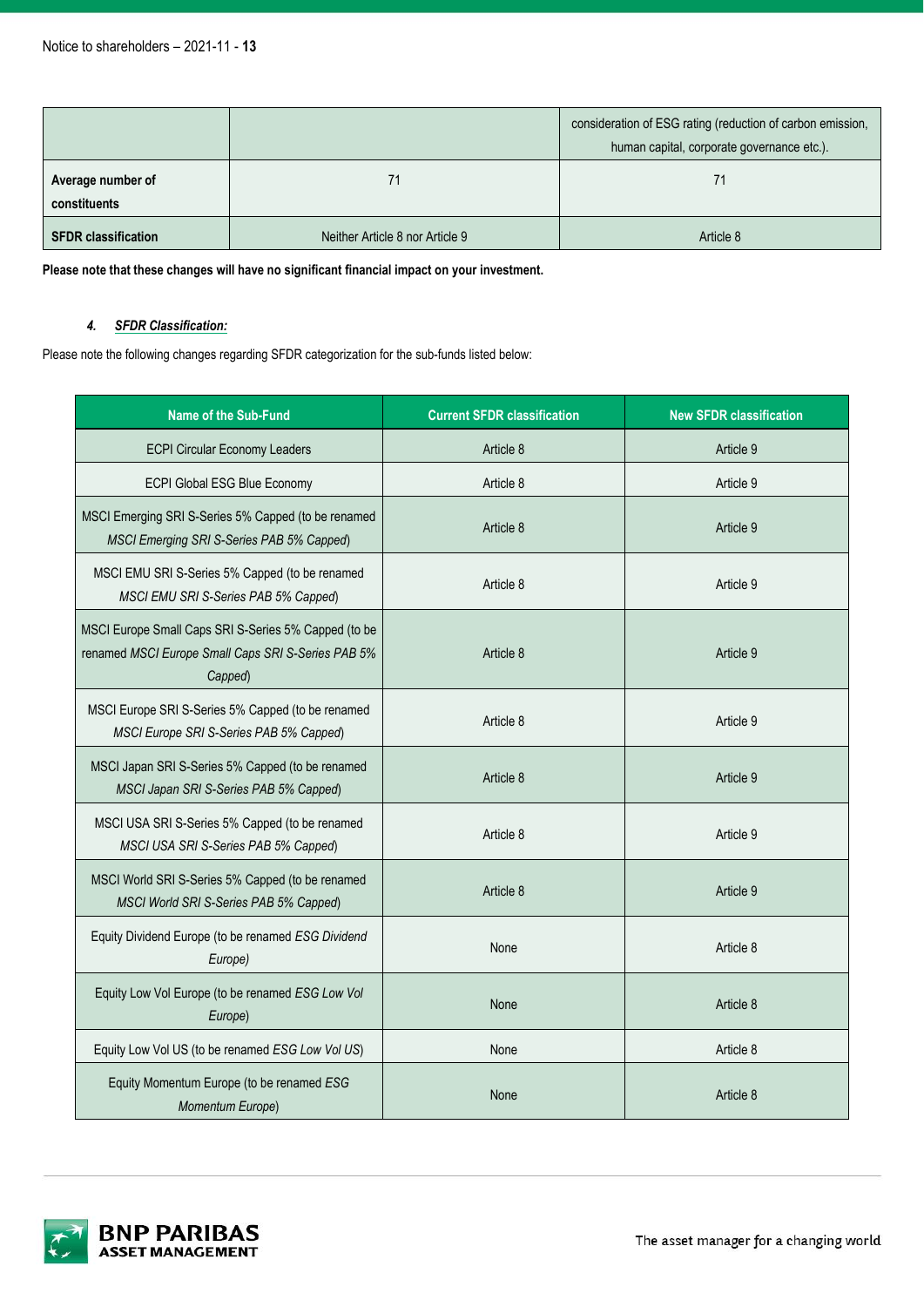| | | consideration of ESG rating (reduction of carbon emission, human capital, corporate governance etc.). |
|---|---|---|
| **Average number of constituents** | 71 | 71 |
| **SFDR classification** | Neither Article 8 nor Article 9 | Article 8 |

**Please note that these changes will have no significant financial impact on your investment.**

#### *4. SFDR Classification:*

Please note the following changes regarding SFDR categorization for the sub-funds listed below:

| Name of the Sub-Fund | Current SFDR classification | New SFDR classification |
|---|---|---|
| ECPI Circular Economy Leaders | Article 8 | Article 9 |
| ECPI Global ESG Blue Economy | Article 8 | Article 9 |
| MSCI Emerging SRI S-Series 5% Capped (to be renamed *MSCI Emerging SRI S-Series PAB 5% Capped*) | Article 8 | Article 9 |
| MSCI EMU SRI S-Series 5% Capped (to be renamed *MSCI EMU SRI S-Series PAB 5% Capped*) | Article 8 | Article 9 |
| MSCI Europe Small Caps SRI S-Series 5% Capped (to be renamed *MSCI Europe Small Caps SRI S-Series PAB 5% Capped*) | Article 8 | Article 9 |
| MSCI Europe SRI S-Series 5% Capped (to be renamed *MSCI Europe SRI S-Series PAB 5% Capped*) | Article 8 | Article 9 |
| MSCI Japan SRI S-Series 5% Capped (to be renamed *MSCI Japan SRI S-Series PAB 5% Capped*) | Article 8 | Article 9 |
| MSCI USA SRI S-Series 5% Capped (to be renamed *MSCI USA SRI S-Series PAB 5% Capped*) | Article 8 | Article 9 |
| MSCI World SRI S-Series 5% Capped (to be renamed *MSCI World SRI S-Series PAB 5% Capped*) | Article 8 | Article 9 |
| Equity Dividend Europe (to be renamed *ESG Dividend Europe*) | None | Article 8 |
| Equity Low Vol Europe (to be renamed *ESG Low Vol Europe*) | None | Article 8 |
| Equity Low Vol US (to be renamed *ESG Low Vol US*) | None | Article 8 |
| Equity Momentum Europe (to be renamed *ESG Momentum Europe*) | None | Article 8 |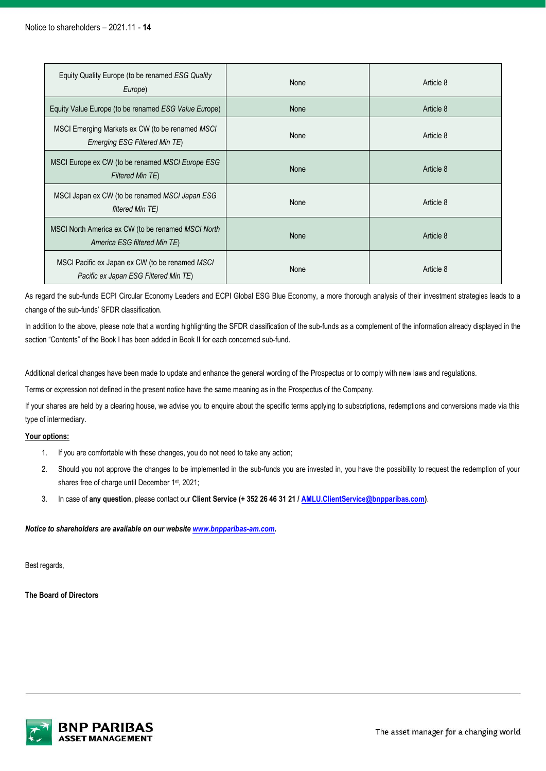| | | |
|---|---|---|
| Equity Quality Europe (to be renamed *ESG Quality Europe*) | None | Article 8 |
| Equity Value Europe (to be renamed *ESG Value Europe*) | None | Article 8 |
| MSCI Emerging Markets ex CW (to be renamed *MSCI Emerging ESG Filtered Min TE*) | None | Article 8 |
| MSCI Europe ex CW (to be renamed *MSCI Europe ESG Filtered Min TE*) | None | Article 8 |
| MSCI Japan ex CW (to be renamed *MSCI Japan ESG filtered Min TE)* | None | Article 8 |
| MSCI North America ex CW (to be renamed *MSCI North America ESG filtered Min TE*) | None | Article 8 |
| MSCI Pacific ex Japan ex CW (to be renamed *MSCI Pacific ex Japan ESG Filtered Min TE*) | None | Article 8 |

As regard the sub-funds ECPI Circular Economy Leaders and ECPI Global ESG Blue Economy, a more thorough analysis of their investment strategies leads to a change of the sub-funds' SFDR classification.

In addition to the above, please note that a wording highlighting the SFDR classification of the sub-funds as a complement of the information already displayed in the section "Contents" of the Book I has been added in Book II for each concerned sub-fund.

Additional clerical changes have been made to update and enhance the general wording of the Prospectus or to comply with new laws and regulations.

Terms or expression not defined in the present notice have the same meaning as in the Prospectus of the Company.

If your shares are held by a clearing house, we advise you to enquire about the specific terms applying to subscriptions, redemptions and conversions made via this type of intermediary.

**Your options:**

1. If you are comfortable with these changes, you do not need to take any action;
2. Should you not approve the changes to be implemented in the sub-funds you are invested in, you have the possibility to request the redemption of your shares free of charge until December 1st, 2021;
3. In case of **any question**, please contact our **Client Service (+ 352 26 46 31 21 / AMLU.ClientService@bnpparibas.com)**.

***Notice to shareholders are available on our website www.bnpparibas-am.com.***

Best regards,

**The Board of Directors**